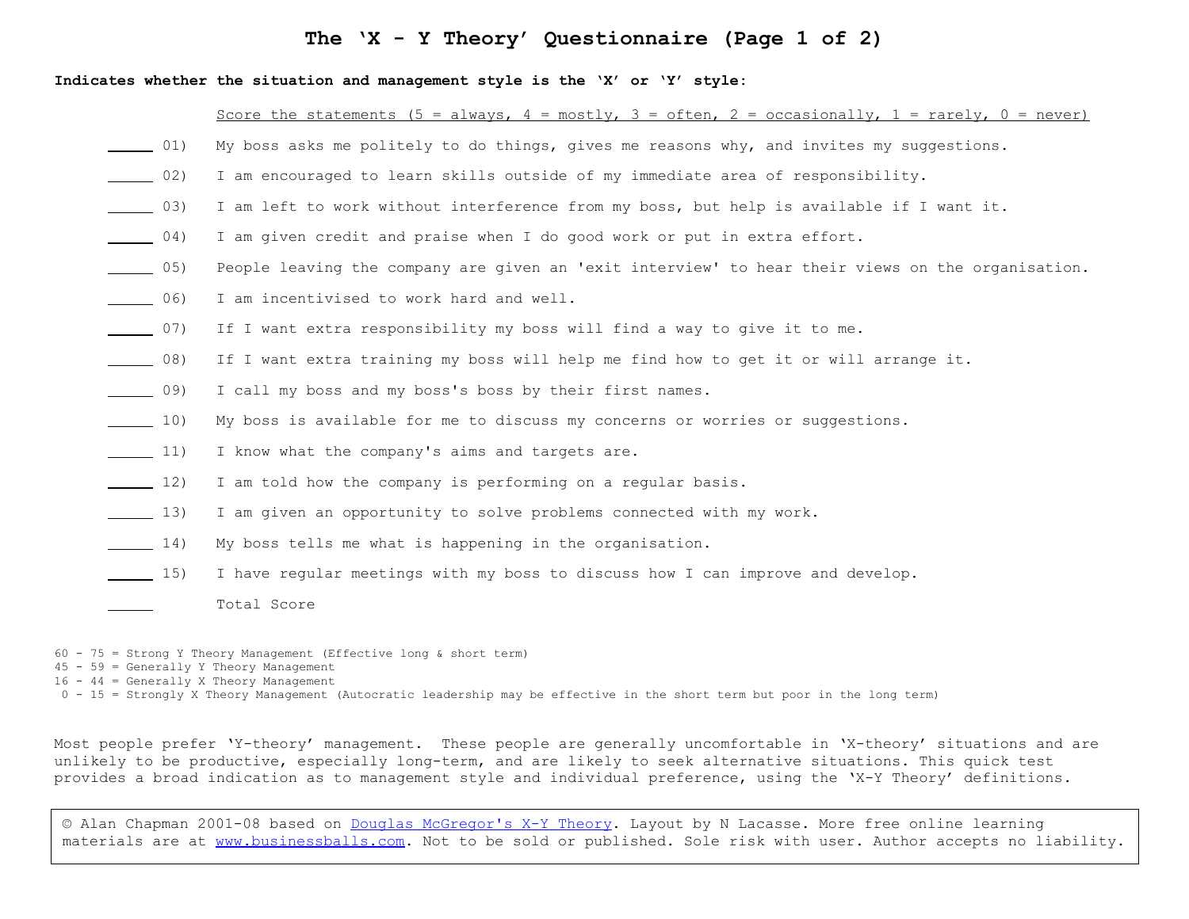# The 'X - Y Theory' Questionnaire (Page 1 of 2)

**Indicates whether the situation and management style is the 'X' or 'Y' style:**

Score the statements (5 = always, 4 = mostly, 3 = often, 2 = occasionally, 1 = rarely, 0 = never)

_____ 01) My boss asks me politely to do things, gives me reasons why, and invites my suggestions.

_____ 02) I am encouraged to learn skills outside of my immediate area of responsibility.

_____ 03) I am left to work without interference from my boss, but help is available if I want it.

_____ 04) I am given credit and praise when I do good work or put in extra effort.

_____ 05) People leaving the company are given an 'exit interview' to hear their views on the organisation.

_____ 06) I am incentivised to work hard and well.

_____ 07) If I want extra responsibility my boss will find a way to give it to me.

_____ 08) If I want extra training my boss will help me find how to get it or will arrange it.

_____ 09) I call my boss and my boss's boss by their first names.

_____ 10) My boss is available for me to discuss my concerns or worries or suggestions.

_____ 11) I know what the company's aims and targets are.

_____ 12) I am told how the company is performing on a regular basis.

_____ 13) I am given an opportunity to solve problems connected with my work.

_____ 14) My boss tells me what is happening in the organisation.

_____ 15) I have regular meetings with my boss to discuss how I can improve and develop.

_____ Total Score

60 - 75 = Strong Y Theory Management (Effective long & short term)
45 - 59 = Generally Y Theory Management
16 - 44 = Generally X Theory Management
0 - 15 = Strongly X Theory Management (Autocratic leadership may be effective in the short term but poor in the long term)

Most people prefer 'Y-theory' management. These people are generally uncomfortable in 'X-theory' situations and are unlikely to be productive, especially long-term, and are likely to seek alternative situations. This quick test provides a broad indication as to management style and individual preference, using the 'X-Y Theory' definitions.

© Alan Chapman 2001-08 based on Douglas McGregor's X-Y Theory. Layout by N Lacasse. More free online learning materials are at www.businessballs.com. Not to be sold or published. Sole risk with user. Author accepts no liability.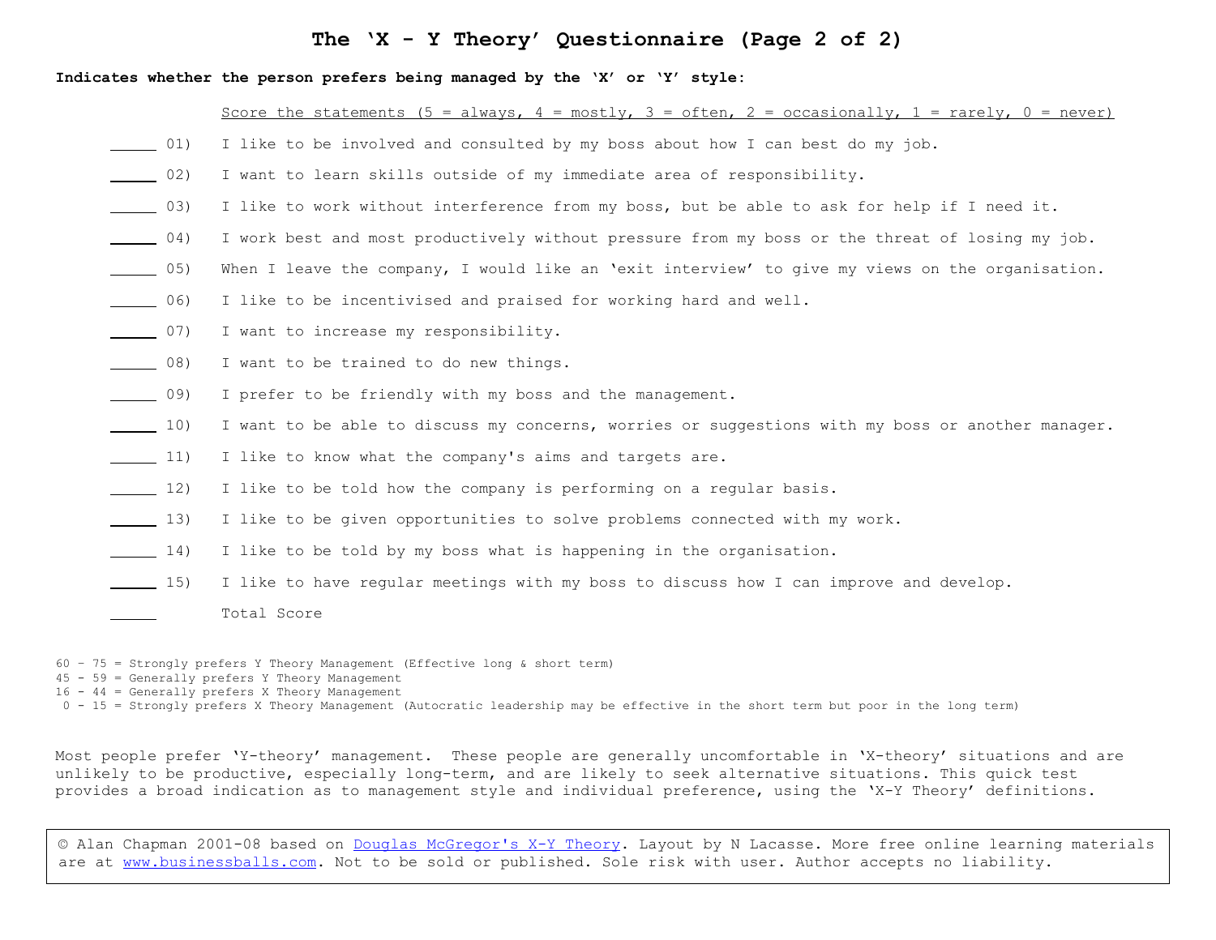# The 'X - Y Theory' Questionnaire (Page 2 of 2)

**Indicates whether the person prefers being managed by the 'X' or 'Y' style:**

Score the statements (5 = always, 4 = mostly, 3 = often, 2 = occasionally, 1 = rarely, 0 = never)

_____ 01) I like to be involved and consulted by my boss about how I can best do my job.

_____ 02) I want to learn skills outside of my immediate area of responsibility.

_____ 03) I like to work without interference from my boss, but be able to ask for help if I need it.

_____ 04) I work best and most productively without pressure from my boss or the threat of losing my job.

_____ 05) When I leave the company, I would like an 'exit interview' to give my views on the organisation.

_____ 06) I like to be incentivised and praised for working hard and well.

_____ 07) I want to increase my responsibility.

_____ 08) I want to be trained to do new things.

_____ 09) I prefer to be friendly with my boss and the management.

_____ 10) I want to be able to discuss my concerns, worries or suggestions with my boss or another manager.

_____ 11) I like to know what the company's aims and targets are.

_____ 12) I like to be told how the company is performing on a regular basis.

_____ 13) I like to be given opportunities to solve problems connected with my work.

_____ 14) I like to be told by my boss what is happening in the organisation.

_____ 15) I like to have regular meetings with my boss to discuss how I can improve and develop.

_____ Total Score

60 - 75 = Strongly prefers Y Theory Management (Effective long & short term)
45 - 59 = Generally prefers Y Theory Management
16 - 44 = Generally prefers X Theory Management
0 - 15 = Strongly prefers X Theory Management (Autocratic leadership may be effective in the short term but poor in the long term)

Most people prefer 'Y-theory' management. These people are generally uncomfortable in 'X-theory' situations and are unlikely to be productive, especially long-term, and are likely to seek alternative situations. This quick test provides a broad indication as to management style and individual preference, using the 'X-Y Theory' definitions.

© Alan Chapman 2001-08 based on Douglas McGregor's X-Y Theory. Layout by N Lacasse. More free online learning materials are at www.businessballs.com. Not to be sold or published. Sole risk with user. Author accepts no liability.